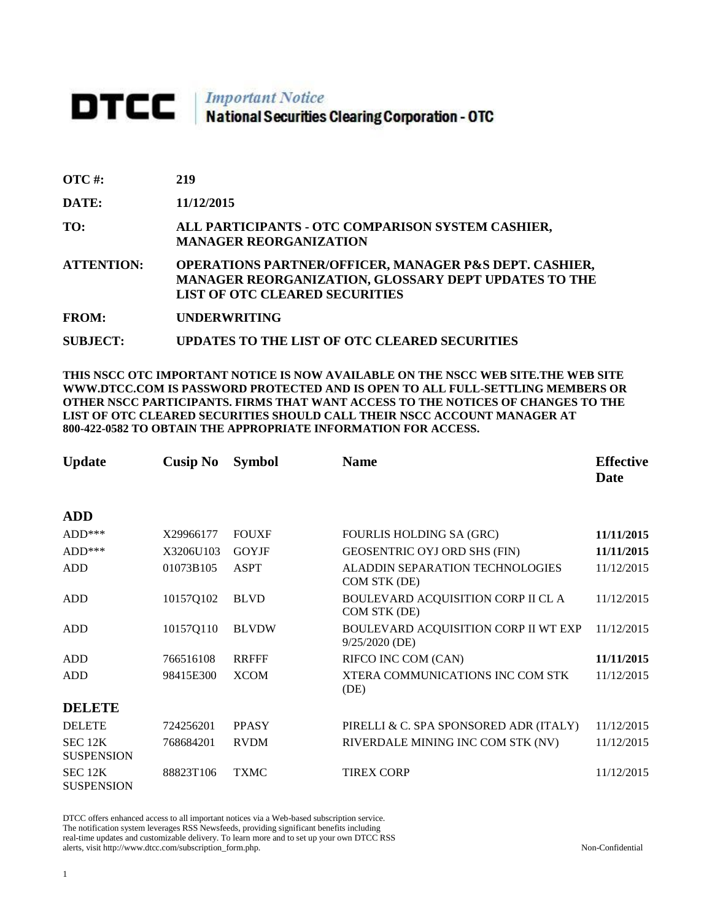# DTCC | *Important Notice* National Securities Clearing Corporation - OTC

**OTC #:** 219

**DATE:** 11/12/2015

**TO:** ALL PARTICIPANTS - OTC COMPARISON SYSTEM CASHIER, MANAGER REORGANIZATION

**ATTENTION:** OPERATIONS PARTNER/OFFICER, MANAGER P&S DEPT. CASHIER, MANAGER REORGANIZATION, GLOSSARY DEPT UPDATES TO THE LIST OF OTC CLEARED SECURITIES

**FROM:** UNDERWRITING

**SUBJECT:** UPDATES TO THE LIST OF OTC CLEARED SECURITIES

**THIS NSCC OTC IMPORTANT NOTICE IS NOW AVAILABLE ON THE NSCC WEB SITE.THE WEB SITE WWW.DTCC.COM IS PASSWORD PROTECTED AND IS OPEN TO ALL FULL-SETTLING MEMBERS OR OTHER NSCC PARTICIPANTS. FIRMS THAT WANT ACCESS TO THE NOTICES OF CHANGES TO THE LIST OF OTC CLEARED SECURITIES SHOULD CALL THEIR NSCC ACCOUNT MANAGER AT 800-422-0582 TO OBTAIN THE APPROPRIATE INFORMATION FOR ACCESS.**

| Update | Cusip No | Symbol | Name | Effective Date |
|---|---|---|---|---|
| **ADD** | | | | |
| ADD*** | X29966177 | FOUXF | FOURLIS HOLDING SA (GRC) | **11/11/2015** |
| ADD*** | X3206U103 | GOYJF | GEOSENTRIC OYJ ORD SHS (FIN) | **11/11/2015** |
| ADD | 01073B105 | ASPT | ALADDIN SEPARATION TECHNOLOGIES COM STK (DE) | 11/12/2015 |
| ADD | 10157Q102 | BLVD | BOULEVARD ACQUISITION CORP II CL A COM STK (DE) | 11/12/2015 |
| ADD | 10157Q110 | BLVDW | BOULEVARD ACQUISITION CORP II WT EXP 9/25/2020 (DE) | 11/12/2015 |
| ADD | 766516108 | RRFFF | RIFCO INC COM (CAN) | **11/11/2015** |
| ADD | 98415E300 | XCOM | XTERA COMMUNICATIONS INC COM STK (DE) | 11/12/2015 |
| **DELETE** | | | | |
| DELETE | 724256201 | PPASY | PIRELLI & C. SPA SPONSORED ADR (ITALY) | 11/12/2015 |
| SEC 12K SUSPENSION | 768684201 | RVDM | RIVERDALE MINING INC COM STK (NV) | 11/12/2015 |
| SEC 12K SUSPENSION | 88823T106 | TXMC | TIREX CORP | 11/12/2015 |

DTCC offers enhanced access to all important notices via a Web-based subscription service. The notification system leverages RSS Newsfeeds, providing significant benefits including real-time updates and customizable delivery. To learn more and to set up your own DTCC RSS alerts, visit http://www.dtcc.com/subscription_form.php.

Non-Confidential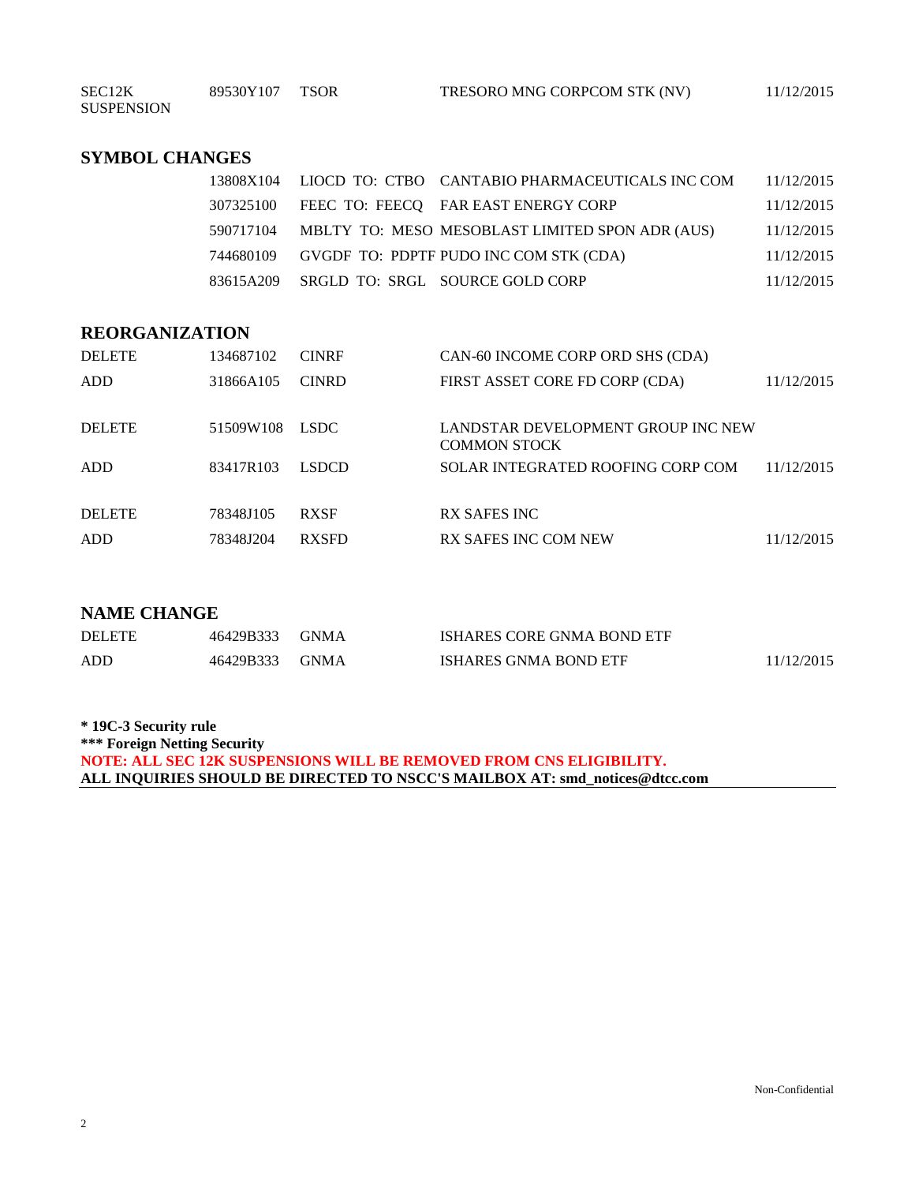| | | | | |
|---|---|---|---|---|
| SEC12K SUSPENSION | 89530Y107 | TSOR | TRESORO MNG CORPCOM STK (NV) | 11/12/2015 |

## SYMBOL CHANGES

| | | | | |
|---|---|---|---|---|
| | 13808X104 | LIOCD TO: CTBO | CANTABIO PHARMACEUTICALS INC COM | 11/12/2015 |
| | 307325100 | FEEC TO: FEECQ | FAR EAST ENERGY CORP | 11/12/2015 |
| | 590717104 | MBLTY TO: MESO | MESOBLAST LIMITED SPON ADR (AUS) | 11/12/2015 |
| | 744680109 | GVGDF TO: PDPTF | PUDO INC COM STK (CDA) | 11/12/2015 |
| | 83615A209 | SRGLD TO: SRGL | SOURCE GOLD CORP | 11/12/2015 |

## REORGANIZATION

| | | | | |
|---|---|---|---|---|
| DELETE | 134687102 | CINRF | CAN-60 INCOME CORP ORD SHS (CDA) | |
| ADD | 31866A105 | CINRD | FIRST ASSET CORE FD CORP (CDA) | 11/12/2015 |
| DELETE | 51509W108 | LSDC | LANDSTAR DEVELOPMENT GROUP INC NEW COMMON STOCK | |
| ADD | 83417R103 | LSDCD | SOLAR INTEGRATED ROOFING CORP COM | 11/12/2015 |
| DELETE | 78348J105 | RXSF | RX SAFES INC | |
| ADD | 78348J204 | RXSFD | RX SAFES INC COM NEW | 11/12/2015 |

## NAME CHANGE

| | | | | |
|---|---|---|---|---|
| DELETE | 46429B333 | GNMA | ISHARES CORE GNMA BOND ETF | |
| ADD | 46429B333 | GNMA | ISHARES GNMA BOND ETF | 11/12/2015 |

**\* 19C-3 Security rule**
**\*\*\* Foreign Netting Security**
**NOTE: ALL SEC 12K SUSPENSIONS WILL BE REMOVED FROM CNS ELIGIBILITY.**
**ALL INQUIRIES SHOULD BE DIRECTED TO NSCC'S MAILBOX AT: smd_notices@dtcc.com**

Non-Confidential